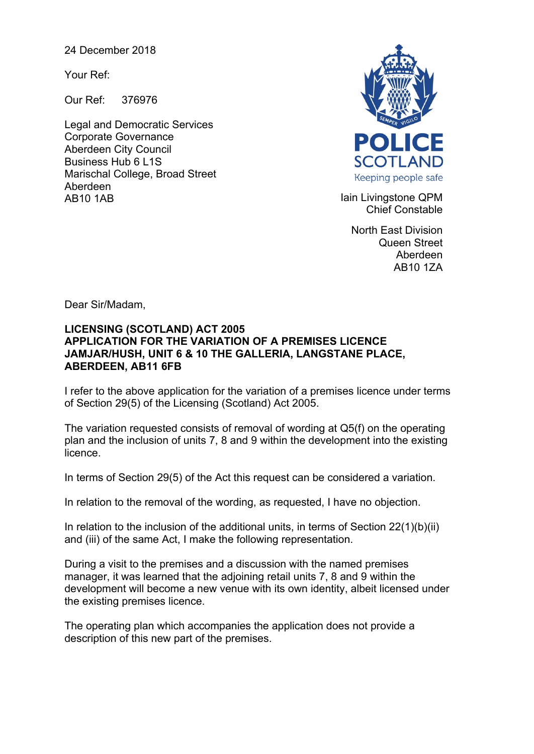24 December 2018

Your Ref:

Our Ref: 376976

Legal and Democratic Services
Corporate Governance
Aberdeen City Council
Business Hub 6 L1S
Marischal College, Broad Street
Aberdeen
AB10 1AB

POLICE SCOTLAND
Keeping people safe

Iain Livingstone QPM
Chief Constable

North East Division
Queen Street
Aberdeen
AB10 1ZA

Dear Sir/Madam,

**LICENSING (SCOTLAND) ACT 2005**
**APPLICATION FOR THE VARIATION OF A PREMISES LICENCE**
**JAMJAR/HUSH, UNIT 6 & 10 THE GALLERIA, LANGSTANE PLACE, ABERDEEN, AB11 6FB**

I refer to the above application for the variation of a premises licence under terms of Section 29(5) of the Licensing (Scotland) Act 2005.

The variation requested consists of removal of wording at Q5(f) on the operating plan and the inclusion of units 7, 8 and 9 within the development into the existing licence.

In terms of Section 29(5) of the Act this request can be considered a variation.

In relation to the removal of the wording, as requested, I have no objection.

In relation to the inclusion of the additional units, in terms of Section 22(1)(b)(ii) and (iii) of the same Act, I make the following representation.

During a visit to the premises and a discussion with the named premises manager, it was learned that the adjoining retail units 7, 8 and 9 within the development will become a new venue with its own identity, albeit licensed under the existing premises licence.

The operating plan which accompanies the application does not provide a description of this new part of the premises.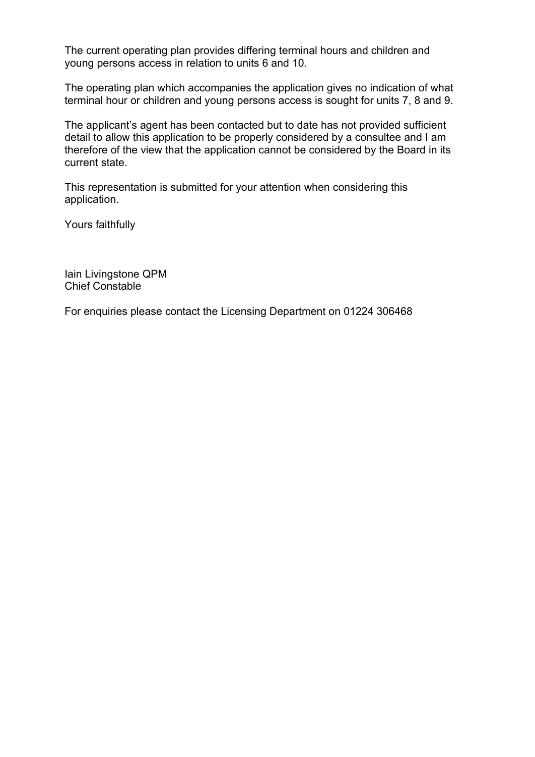The current operating plan provides differing terminal hours and children and young persons access in relation to units 6 and 10.

The operating plan which accompanies the application gives no indication of what terminal hour or children and young persons access is sought for units 7, 8 and 9.

The applicant's agent has been contacted but to date has not provided sufficient detail to allow this application to be properly considered by a consultee and I am therefore of the view that the application cannot be considered by the Board in its current state.

This representation is submitted for your attention when considering this application.

Yours faithfully

Iain Livingstone QPM
Chief Constable

For enquiries please contact the Licensing Department on 01224 306468